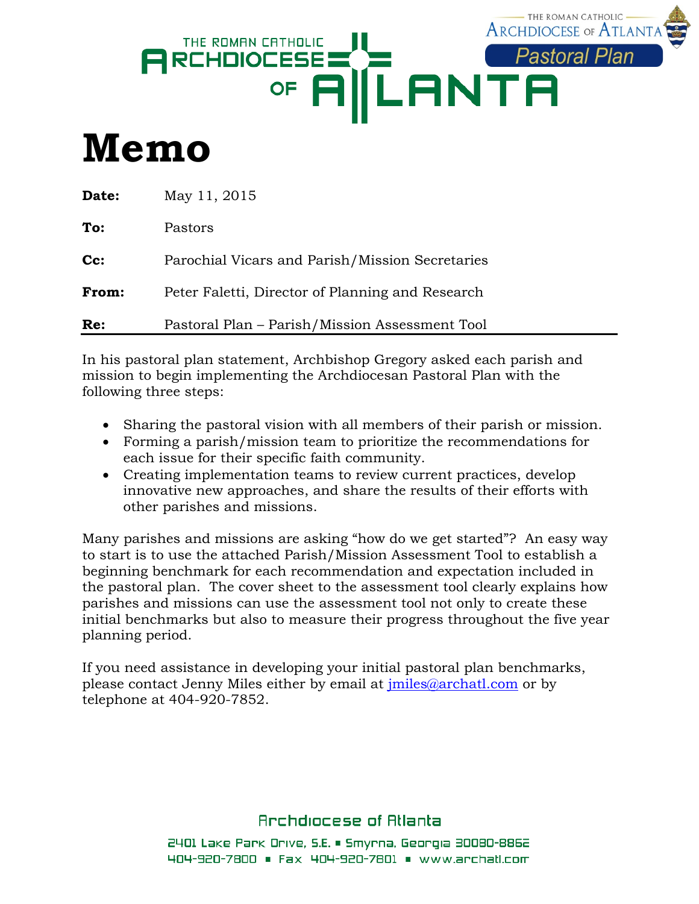THE ROMAN CATHOLIC ARCHDIOCESE OF ATLANTA

THE ROMAN CATHOLIC ARCHDIOCESE OF ATLANTA
Pastoral Plan

# Memo

**Date:** May 11, 2015

**To:** Pastors

**Cc:** Parochial Vicars and Parish/Mission Secretaries

**From:** Peter Faletti, Director of Planning and Research

**Re:** Pastoral Plan – Parish/Mission Assessment Tool

---

In his pastoral plan statement, Archbishop Gregory asked each parish and mission to begin implementing the Archdiocesan Pastoral Plan with the following three steps:

- Sharing the pastoral vision with all members of their parish or mission.
- Forming a parish/mission team to prioritize the recommendations for each issue for their specific faith community.
- Creating implementation teams to review current practices, develop innovative new approaches, and share the results of their efforts with other parishes and missions.

Many parishes and missions are asking "how do we get started"? An easy way to start is to use the attached Parish/Mission Assessment Tool to establish a beginning benchmark for each recommendation and expectation included in the pastoral plan. The cover sheet to the assessment tool clearly explains how parishes and missions can use the assessment tool not only to create these initial benchmarks but also to measure their progress throughout the five year planning period.

If you need assistance in developing your initial pastoral plan benchmarks, please contact Jenny Miles either by email at jmiles@archatl.com or by telephone at 404-920-7852.

Archdiocese of Atlanta

2401 Lake Park Drive, S.E. ■ Smyrna, Georgia 30080-8862

404-920-7800 ■ Fax 404-920-7801 ■ www.archatl.com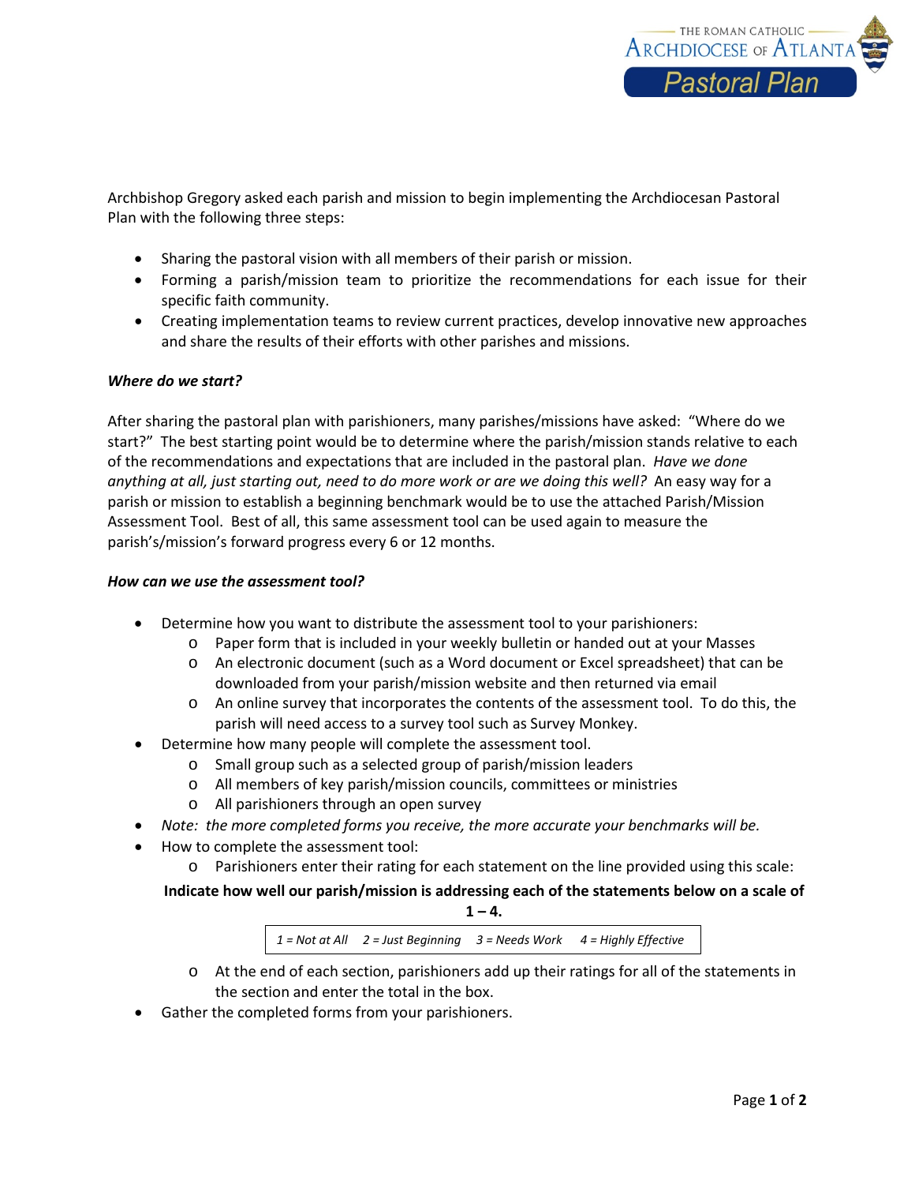Archbishop Gregory asked each parish and mission to begin implementing the Archdiocesan Pastoral Plan with the following three steps:

- Sharing the pastoral vision with all members of their parish or mission.
- Forming a parish/mission team to prioritize the recommendations for each issue for their specific faith community.
- Creating implementation teams to review current practices, develop innovative new approaches and share the results of their efforts with other parishes and missions.

***Where do we start?***

After sharing the pastoral plan with parishioners, many parishes/missions have asked: "Where do we start?" The best starting point would be to determine where the parish/mission stands relative to each of the recommendations and expectations that are included in the pastoral plan. *Have we done anything at all, just starting out, need to do more work or are we doing this well?* An easy way for a parish or mission to establish a beginning benchmark would be to use the attached Parish/Mission Assessment Tool. Best of all, this same assessment tool can be used again to measure the parish's/mission's forward progress every 6 or 12 months.

***How can we use the assessment tool?***

- Determine how you want to distribute the assessment tool to your parishioners:
  - Paper form that is included in your weekly bulletin or handed out at your Masses
  - An electronic document (such as a Word document or Excel spreadsheet) that can be downloaded from your parish/mission website and then returned via email
  - An online survey that incorporates the contents of the assessment tool. To do this, the parish will need access to a survey tool such as Survey Monkey.
- Determine how many people will complete the assessment tool.
  - Small group such as a selected group of parish/mission leaders
  - All members of key parish/mission councils, committees or ministries
  - All parishioners through an open survey
- *Note: the more completed forms you receive, the more accurate your benchmarks will be.*
- How to complete the assessment tool:
  - Parishioners enter their rating for each statement on the line provided using this scale:

**Indicate how well our parish/mission is addressing each of the statements below on a scale of 1 – 4.**

*1 = Not at All 2 = Just Beginning 3 = Needs Work 4 = Highly Effective*

  - At the end of each section, parishioners add up their ratings for all of the statements in the section and enter the total in the box.
- Gather the completed forms from your parishioners.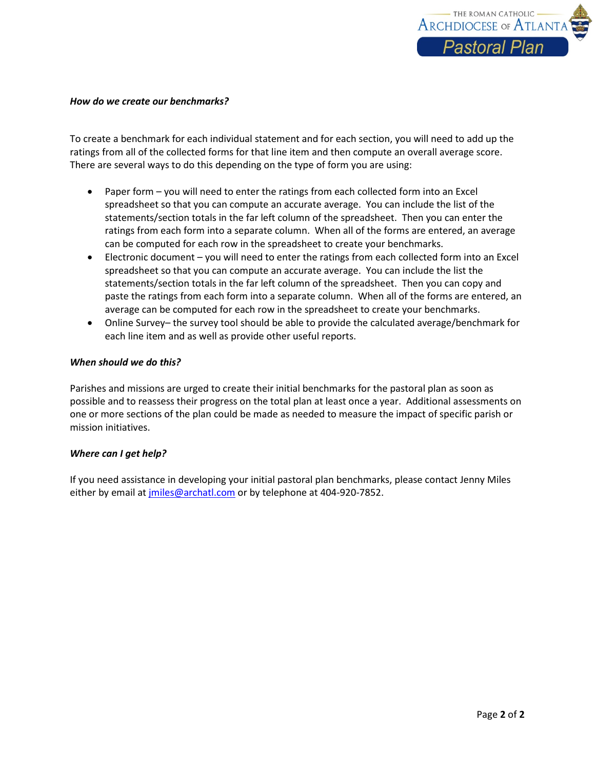***How do we create our benchmarks?***

To create a benchmark for each individual statement and for each section, you will need to add up the ratings from all of the collected forms for that line item and then compute an overall average score. There are several ways to do this depending on the type of form you are using:

- Paper form – you will need to enter the ratings from each collected form into an Excel spreadsheet so that you can compute an accurate average. You can include the list of the statements/section totals in the far left column of the spreadsheet. Then you can enter the ratings from each form into a separate column. When all of the forms are entered, an average can be computed for each row in the spreadsheet to create your benchmarks.
- Electronic document – you will need to enter the ratings from each collected form into an Excel spreadsheet so that you can compute an accurate average. You can include the list the statements/section totals in the far left column of the spreadsheet. Then you can copy and paste the ratings from each form into a separate column. When all of the forms are entered, an average can be computed for each row in the spreadsheet to create your benchmarks.
- Online Survey– the survey tool should be able to provide the calculated average/benchmark for each line item and as well as provide other useful reports.

***When should we do this?***

Parishes and missions are urged to create their initial benchmarks for the pastoral plan as soon as possible and to reassess their progress on the total plan at least once a year. Additional assessments on one or more sections of the plan could be made as needed to measure the impact of specific parish or mission initiatives.

***Where can I get help?***

If you need assistance in developing your initial pastoral plan benchmarks, please contact Jenny Miles either by email at jmiles@archatl.com or by telephone at 404-920-7852.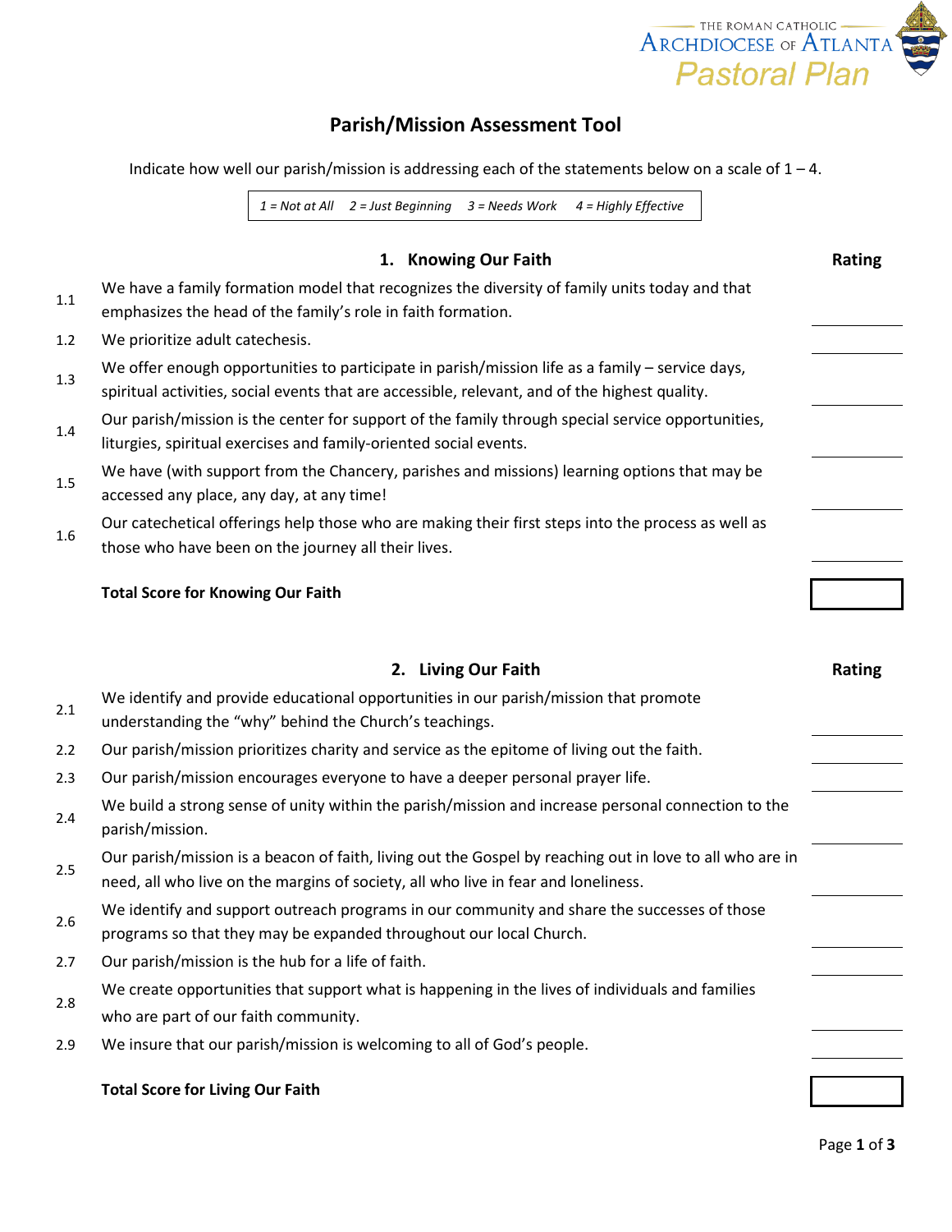THE ROMAN CATHOLIC ARCHDIOCESE OF ATLANTA
Pastoral Plan

# Parish/Mission Assessment Tool

Indicate how well our parish/mission is addressing each of the statements below on a scale of 1 – 4.

*1 = Not at All    2 = Just Beginning    3 = Needs Work    4 = Highly Effective*

## 1. Knowing Our Faith

| | | Rating |
|---|---|---|
| 1.1 | We have a family formation model that recognizes the diversity of family units today and that emphasizes the head of the family's role in faith formation. | |
| 1.2 | We prioritize adult catechesis. | |
| 1.3 | We offer enough opportunities to participate in parish/mission life as a family – service days, spiritual activities, social events that are accessible, relevant, and of the highest quality. | |
| 1.4 | Our parish/mission is the center for support of the family through special service opportunities, liturgies, spiritual exercises and family-oriented social events. | |
| 1.5 | We have (with support from the Chancery, parishes and missions) learning options that may be accessed any place, any day, at any time! | |
| 1.6 | Our catechetical offerings help those who are making their first steps into the process as well as those who have been on the journey all their lives. | |
| | **Total Score for Knowing Our Faith** | |

## 2. Living Our Faith

| | | Rating |
|---|---|---|
| 2.1 | We identify and provide educational opportunities in our parish/mission that promote understanding the "why" behind the Church's teachings. | |
| 2.2 | Our parish/mission prioritizes charity and service as the epitome of living out the faith. | |
| 2.3 | Our parish/mission encourages everyone to have a deeper personal prayer life. | |
| 2.4 | We build a strong sense of unity within the parish/mission and increase personal connection to the parish/mission. | |
| 2.5 | Our parish/mission is a beacon of faith, living out the Gospel by reaching out in love to all who are in need, all who live on the margins of society, all who live in fear and loneliness. | |
| 2.6 | We identify and support outreach programs in our community and share the successes of those programs so that they may be expanded throughout our local Church. | |
| 2.7 | Our parish/mission is the hub for a life of faith. | |
| 2.8 | We create opportunities that support what is happening in the lives of individuals and families who are part of our faith community. | |
| 2.9 | We insure that our parish/mission is welcoming to all of God's people. | |
| | **Total Score for Living Our Faith** | |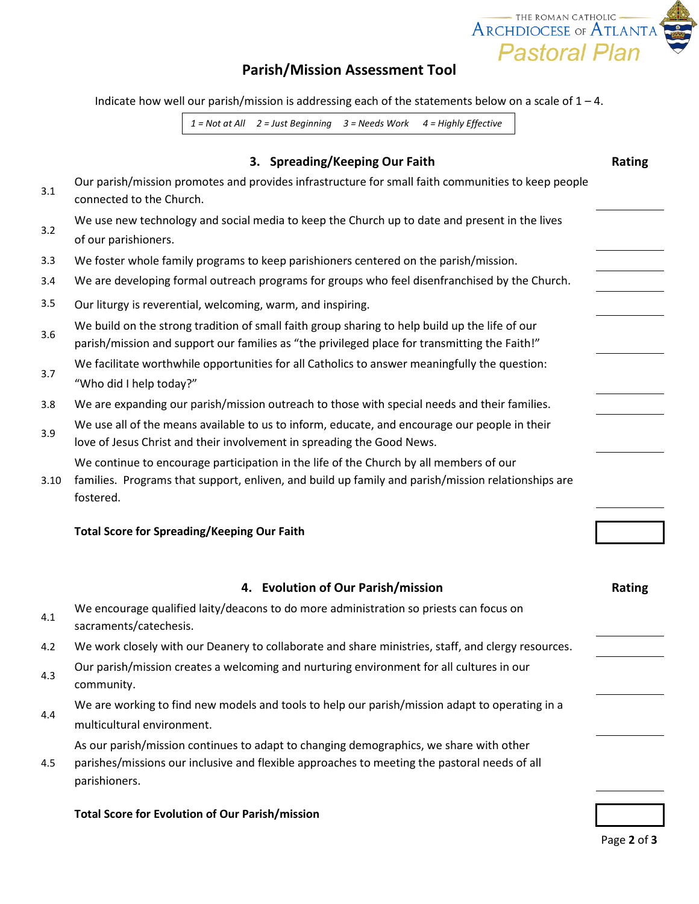# Parish/Mission Assessment Tool

Indicate how well our parish/mission is addressing each of the statements below on a scale of 1 – 4.

*1 = Not at All  2 = Just Beginning  3 = Needs Work  4 = Highly Effective*

## 3. Spreading/Keeping Our Faith

| # | Statement | Rating |
|---|---|---|
| 3.1 | Our parish/mission promotes and provides infrastructure for small faith communities to keep people connected to the Church. | |
| 3.2 | We use new technology and social media to keep the Church up to date and present in the lives of our parishioners. | |
| 3.3 | We foster whole family programs to keep parishioners centered on the parish/mission. | |
| 3.4 | We are developing formal outreach programs for groups who feel disenfranchised by the Church. | |
| 3.5 | Our liturgy is reverential, welcoming, warm, and inspiring. | |
| 3.6 | We build on the strong tradition of small faith group sharing to help build up the life of our parish/mission and support our families as "the privileged place for transmitting the Faith!" | |
| 3.7 | We facilitate worthwhile opportunities for all Catholics to answer meaningfully the question: "Who did I help today?" | |
| 3.8 | We are expanding our parish/mission outreach to those with special needs and their families. | |
| 3.9 | We use all of the means available to us to inform, educate, and encourage our people in their love of Jesus Christ and their involvement in spreading the Good News. | |
| 3.10 | We continue to encourage participation in the life of the Church by all members of our families. Programs that support, enliven, and build up family and parish/mission relationships are fostered. | |
| | **Total Score for Spreading/Keeping Our Faith** | |

## 4. Evolution of Our Parish/mission

| # | Statement | Rating |
|---|---|---|
| 4.1 | We encourage qualified laity/deacons to do more administration so priests can focus on sacraments/catechesis. | |
| 4.2 | We work closely with our Deanery to collaborate and share ministries, staff, and clergy resources. | |
| 4.3 | Our parish/mission creates a welcoming and nurturing environment for all cultures in our community. | |
| 4.4 | We are working to find new models and tools to help our parish/mission adapt to operating in a multicultural environment. | |
| 4.5 | As our parish/mission continues to adapt to changing demographics, we share with other parishes/missions our inclusive and flexible approaches to meeting the pastoral needs of all parishioners. | |
| | **Total Score for Evolution of Our Parish/mission** | |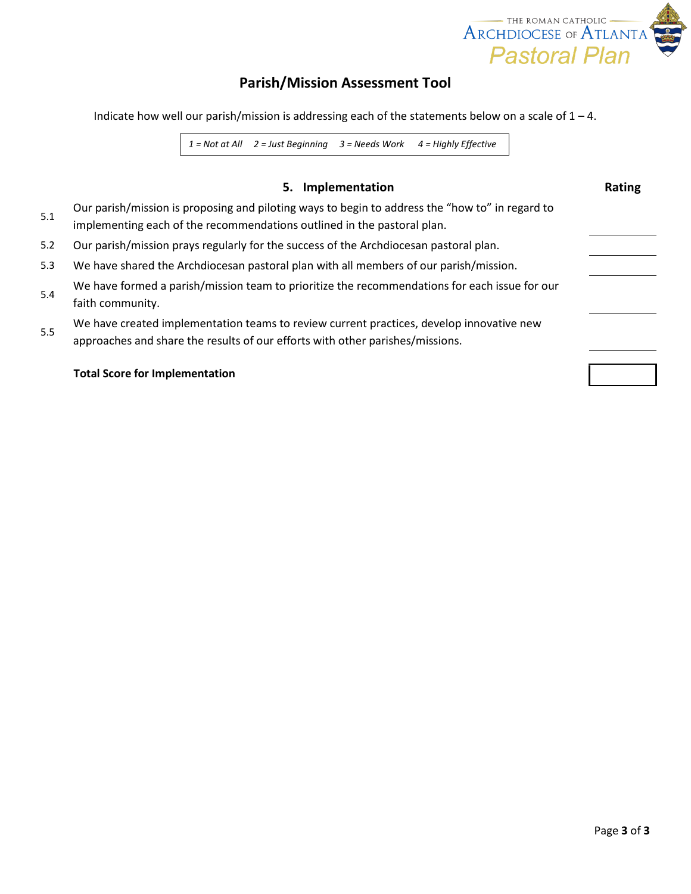THE ROMAN CATHOLIC ARCHDIOCESE OF ATLANTA
Pastoral Plan

# Parish/Mission Assessment Tool

Indicate how well our parish/mission is addressing each of the statements below on a scale of 1 – 4.

*1 = Not at All    2 = Just Beginning    3 = Needs Work    4 = Highly Effective*

| | 5. Implementation | Rating |
|---|---|---|
| 5.1 | Our parish/mission is proposing and piloting ways to begin to address the "how to" in regard to implementing each of the recommendations outlined in the pastoral plan. | |
| 5.2 | Our parish/mission prays regularly for the success of the Archdiocesan pastoral plan. | |
| 5.3 | We have shared the Archdiocesan pastoral plan with all members of our parish/mission. | |
| 5.4 | We have formed a parish/mission team to prioritize the recommendations for each issue for our faith community. | |
| 5.5 | We have created implementation teams to review current practices, develop innovative new approaches and share the results of our efforts with other parishes/missions. | |
| | **Total Score for Implementation** | |